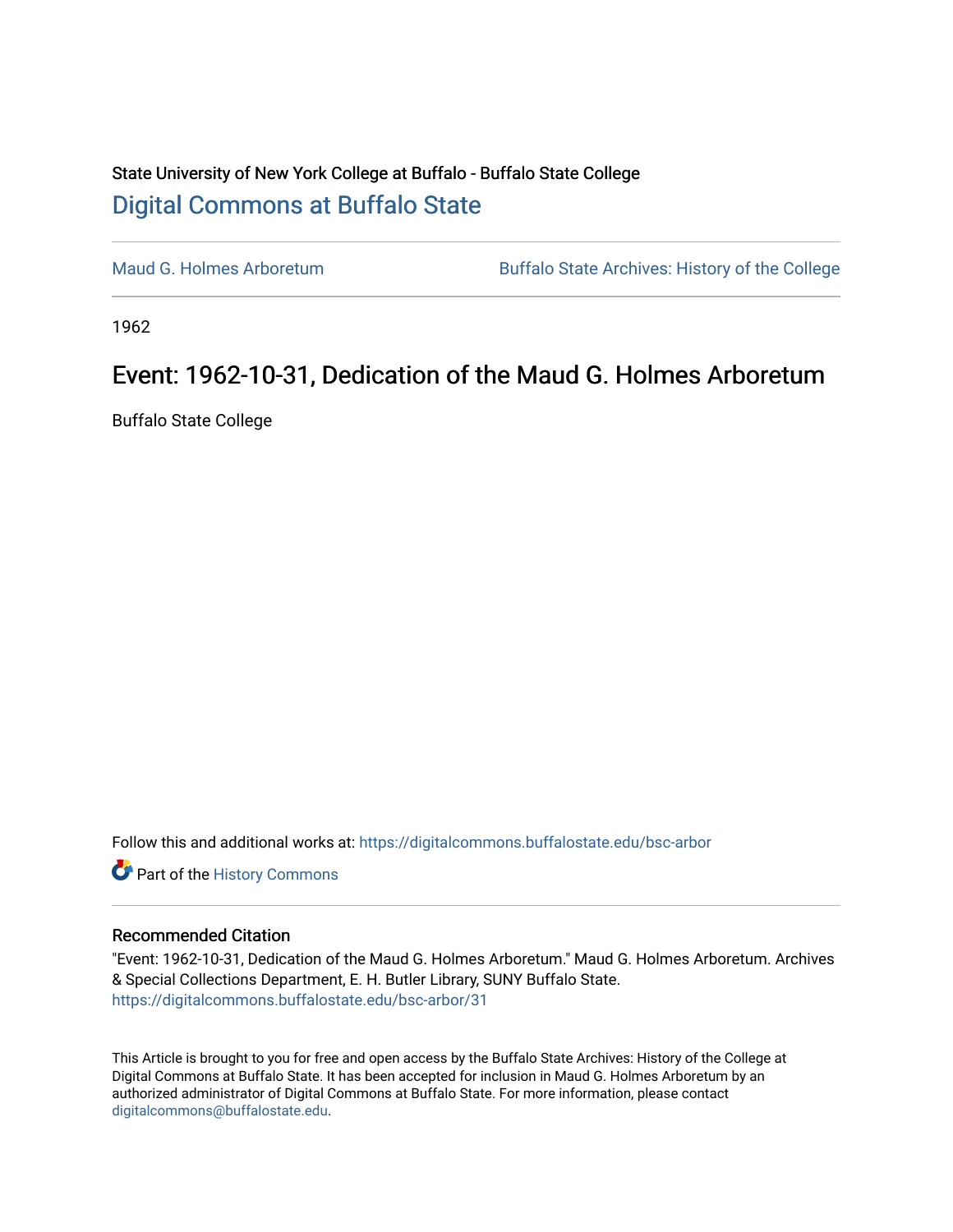State University of New York College at Buffalo - Buffalo State College

# Digital Commons at Buffalo State

Maud G. Holmes Arboretum | Buffalo State Archives: History of the College

1962

## Event: 1962-10-31, Dedication of the Maud G. Holmes Arboretum

Buffalo State College

Follow this and additional works at: https://digitalcommons.buffalostate.edu/bsc-arbor

Part of the History Commons

### Recommended Citation

"Event: 1962-10-31, Dedication of the Maud G. Holmes Arboretum." Maud G. Holmes Arboretum. Archives & Special Collections Department, E. H. Butler Library, SUNY Buffalo State.
https://digitalcommons.buffalostate.edu/bsc-arbor/31

This Article is brought to you for free and open access by the Buffalo State Archives: History of the College at Digital Commons at Buffalo State. It has been accepted for inclusion in Maud G. Holmes Arboretum by an authorized administrator of Digital Commons at Buffalo State. For more information, please contact digitalcommons@buffalostate.edu.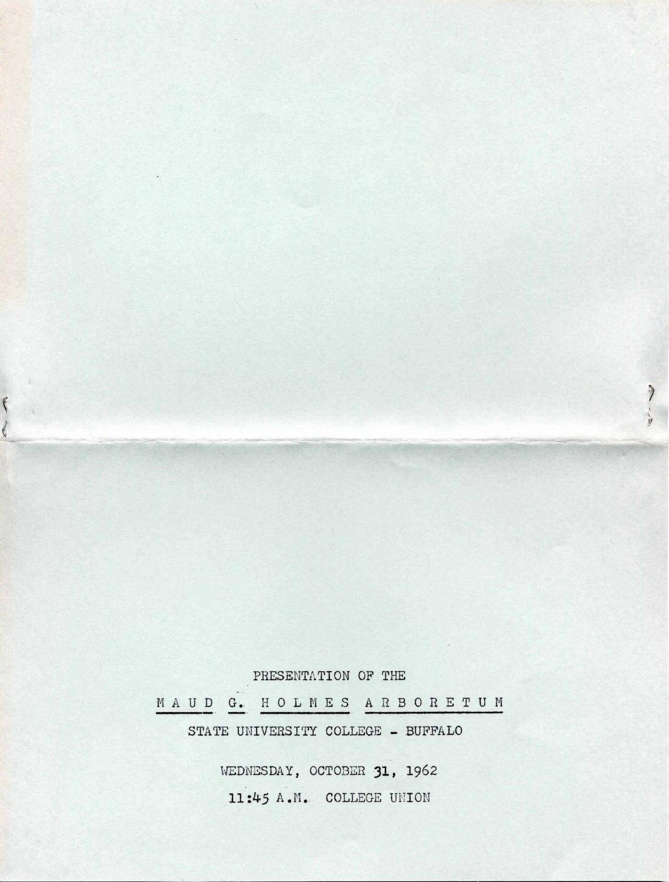PRESENTATION OF THE

# MAUD G. HOLMES ARBORETUM

STATE UNIVERSITY COLLEGE - BUFFALO

WEDNESDAY, OCTOBER 31, 1962

11:45 A.M. COLLEGE UNION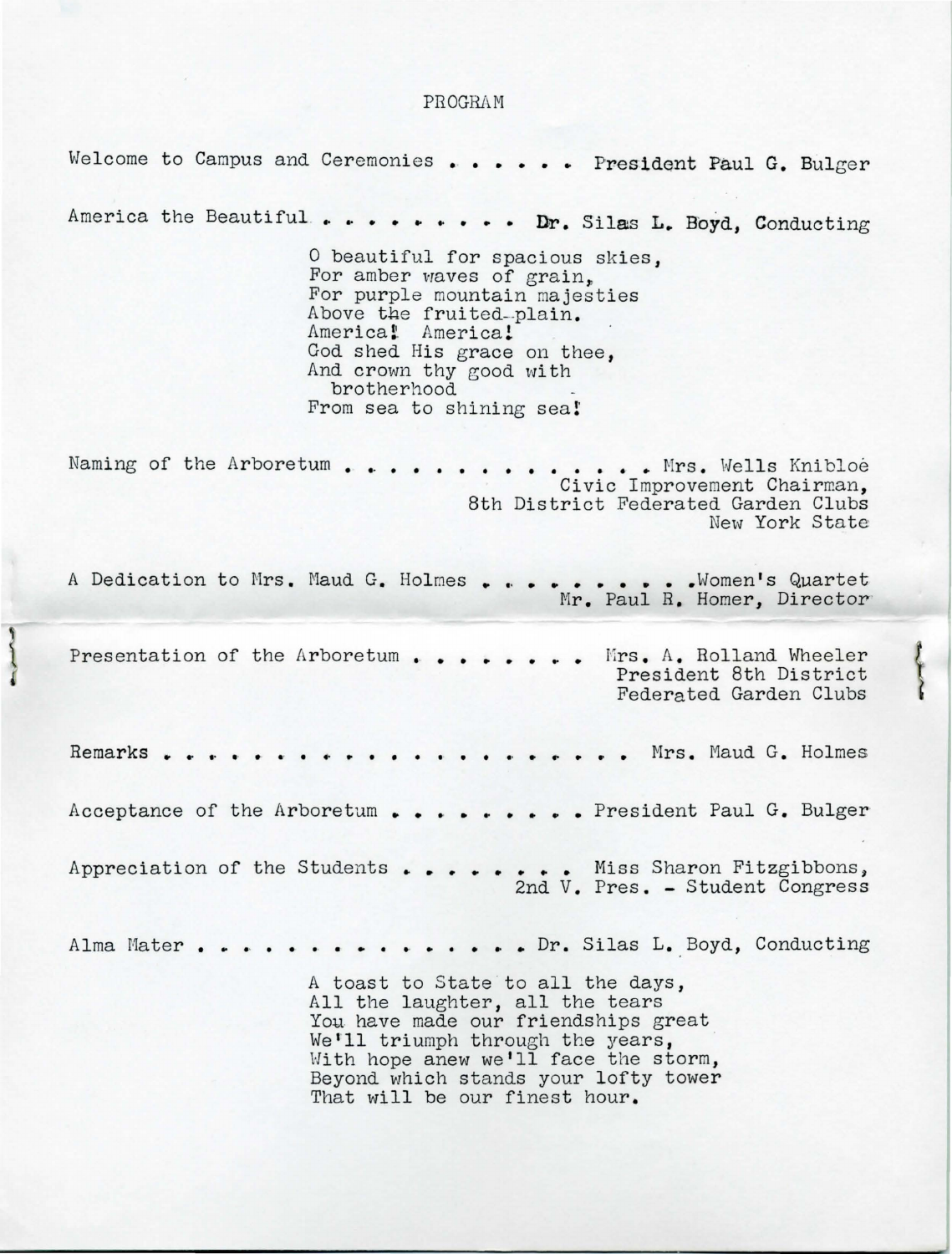# PROGRAM

Welcome to Campus and Ceremonies . . . . . . President Paul G. Bulger

America the Beautiful . . . . . . . . . . Dr. Silas L. Boyd, Conducting

> O beautiful for spacious skies,
> For amber waves of grain,
> For purple mountain majesties
> Above the fruited plain.
> America! America!
> God shed His grace on thee,
> And crown thy good with
> brotherhood
> From sea to shining sea!

Naming of the Arboretum . . . . . . . . . . . . . . . Mrs. Wells Kniblo̊e
Civic Improvement Chairman,
8th District Federated Garden Clubs
New York State

A Dedication to Mrs. Maud G. Holmes . . . . . . . . . . Women's Quartet
Mr. Paul R. Homer, Director

Presentation of the Arboretum . . . . . . . . . Mrs. A. Rolland Wheeler
President 8th District
Federated Garden Clubs

Remarks . . . . . . . . . . . . . . . . . . . . . . . Mrs. Maud G. Holmes

Acceptance of the Arboretum . . . . . . . . . . President Paul G. Bulger

Appreciation of the Students . . . . . . . . . Miss Sharon Fitzgibbons,
2nd V. Pres. - Student Congress

Alma Mater . . . . . . . . . . . . . . . . . Dr. Silas L. Boyd, Conducting

> A toast to State to all the days,
> All the laughter, all the tears
> You have made our friendships great
> We'll triumph through the years,
> With hope anew we'll face the storm,
> Beyond which stands your lofty tower
> That will be our finest hour.